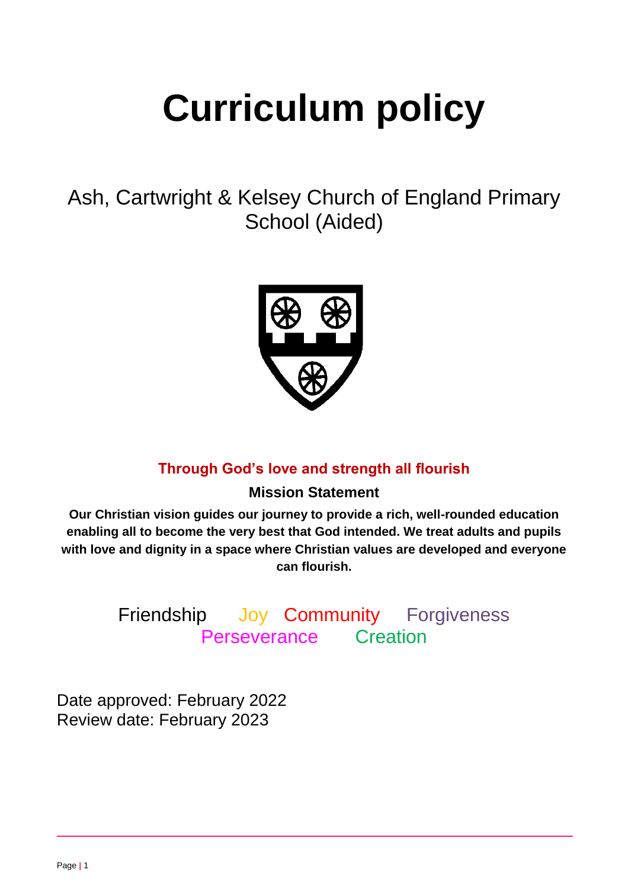# Curriculum policy

Ash, Cartwright & Kelsey Church of England Primary School (Aided)

**Through God's love and strength all flourish**

**Mission Statement**

**Our Christian vision guides our journey to provide a rich, well-rounded education enabling all to become the very best that God intended. We treat adults and pupils with love and dignity in a space where Christian values are developed and everyone can flourish.**

Friendship Joy Community Forgiveness
Perseverance Creation

Date approved: February 2022
Review date: February 2023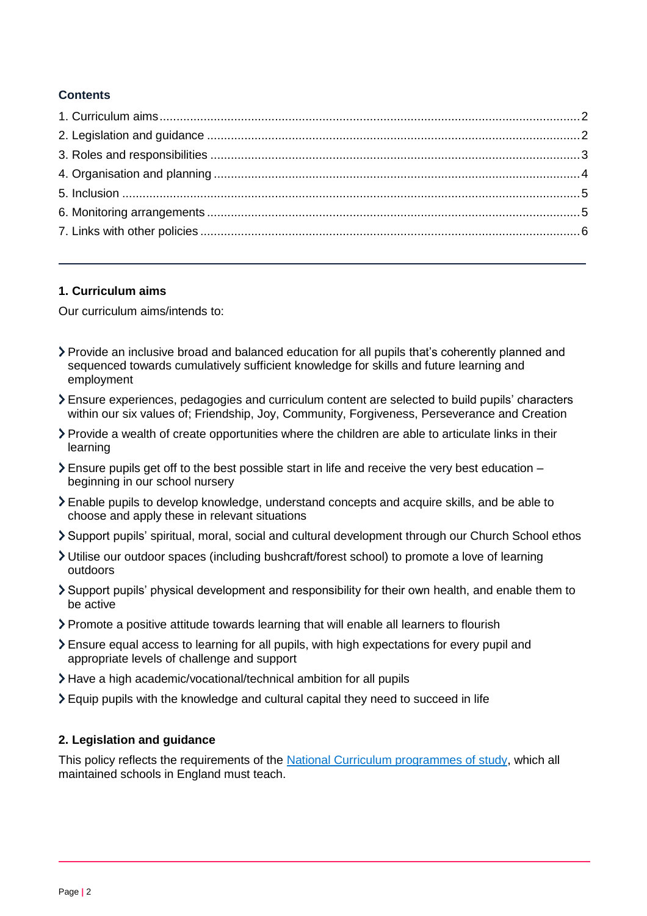**Contents**

1. Curriculum aims ........ 2
2. Legislation and guidance ........ 2
3. Roles and responsibilities ........ 3
4. Organisation and planning ........ 4
5. Inclusion ........ 5
6. Monitoring arrangements ........ 5
7. Links with other policies ........ 6

---

## 1. Curriculum aims

Our curriculum aims/intends to:

- Provide an inclusive broad and balanced education for all pupils that's coherently planned and sequenced towards cumulatively sufficient knowledge for skills and future learning and employment
- Ensure experiences, pedagogies and curriculum content are selected to build pupils' characters within our six values of; Friendship, Joy, Community, Forgiveness, Perseverance and Creation
- Provide a wealth of create opportunities where the children are able to articulate links in their learning
- Ensure pupils get off to the best possible start in life and receive the very best education – beginning in our school nursery
- Enable pupils to develop knowledge, understand concepts and acquire skills, and be able to choose and apply these in relevant situations
- Support pupils' spiritual, moral, social and cultural development through our Church School ethos
- Utilise our outdoor spaces (including bushcraft/forest school) to promote a love of learning outdoors
- Support pupils' physical development and responsibility for their own health, and enable them to be active
- Promote a positive attitude towards learning that will enable all learners to flourish
- Ensure equal access to learning for all pupils, with high expectations for every pupil and appropriate levels of challenge and support
- Have a high academic/vocational/technical ambition for all pupils
- Equip pupils with the knowledge and cultural capital they need to succeed in life

## 2. Legislation and guidance

This policy reflects the requirements of the National Curriculum programmes of study, which all maintained schools in England must teach.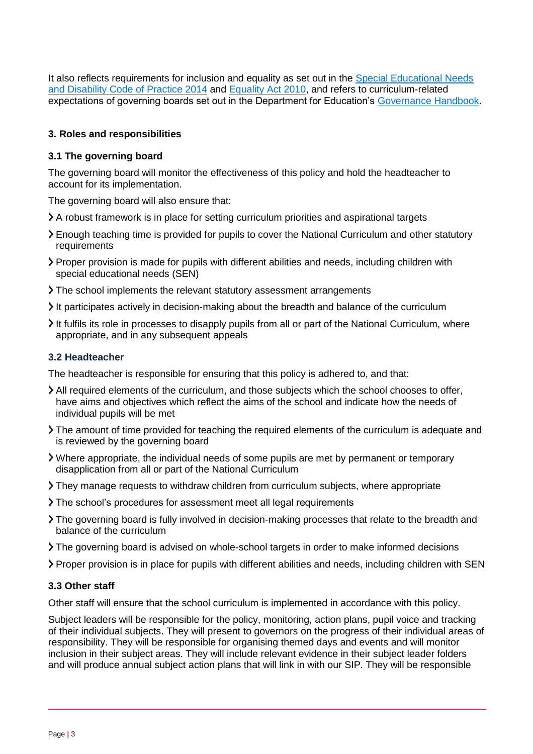It also reflects requirements for inclusion and equality as set out in the [Special Educational Needs and Disability Code of Practice 2014](#) and [Equality Act 2010](#), and refers to curriculum-related expectations of governing boards set out in the Department for Education's [Governance Handbook](#).

## 3. Roles and responsibilities

### 3.1 The governing board

The governing board will monitor the effectiveness of this policy and hold the headteacher to account for its implementation.

The governing board will also ensure that:

- A robust framework is in place for setting curriculum priorities and aspirational targets
- Enough teaching time is provided for pupils to cover the National Curriculum and other statutory requirements
- Proper provision is made for pupils with different abilities and needs, including children with special educational needs (SEN)
- The school implements the relevant statutory assessment arrangements
- It participates actively in decision-making about the breadth and balance of the curriculum
- It fulfils its role in processes to disapply pupils from all or part of the National Curriculum, where appropriate, and in any subsequent appeals

### 3.2 Headteacher

The headteacher is responsible for ensuring that this policy is adhered to, and that:

- All required elements of the curriculum, and those subjects which the school chooses to offer, have aims and objectives which reflect the aims of the school and indicate how the needs of individual pupils will be met
- The amount of time provided for teaching the required elements of the curriculum is adequate and is reviewed by the governing board
- Where appropriate, the individual needs of some pupils are met by permanent or temporary disapplication from all or part of the National Curriculum
- They manage requests to withdraw children from curriculum subjects, where appropriate
- The school's procedures for assessment meet all legal requirements
- The governing board is fully involved in decision-making processes that relate to the breadth and balance of the curriculum
- The governing board is advised on whole-school targets in order to make informed decisions
- Proper provision is in place for pupils with different abilities and needs, including children with SEN

### 3.3 Other staff

Other staff will ensure that the school curriculum is implemented in accordance with this policy.

Subject leaders will be responsible for the policy, monitoring, action plans, pupil voice and tracking of their individual subjects. They will present to governors on the progress of their individual areas of responsibility. They will be responsible for organising themed days and events and will monitor inclusion in their subject areas. They will include relevant evidence in their subject leader folders and will produce annual subject action plans that will link in with our SIP. They will be responsible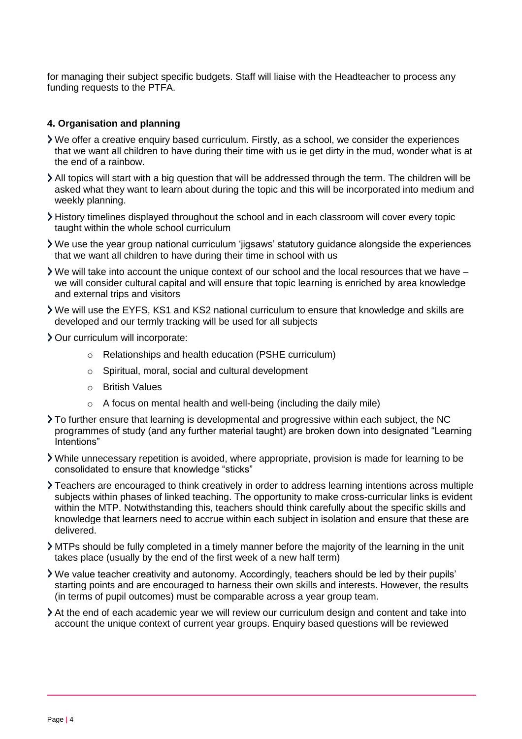for managing their subject specific budgets. Staff will liaise with the Headteacher to process any funding requests to the PTFA.

### 4. Organisation and planning

- We offer a creative enquiry based curriculum. Firstly, as a school, we consider the experiences that we want all children to have during their time with us ie get dirty in the mud, wonder what is at the end of a rainbow.
- All topics will start with a big question that will be addressed through the term. The children will be asked what they want to learn about during the topic and this will be incorporated into medium and weekly planning.
- History timelines displayed throughout the school and in each classroom will cover every topic taught within the whole school curriculum
- We use the year group national curriculum 'jigsaws' statutory guidance alongside the experiences that we want all children to have during their time in school with us
- We will take into account the unique context of our school and the local resources that we have – we will consider cultural capital and will ensure that topic learning is enriched by area knowledge and external trips and visitors
- We will use the EYFS, KS1 and KS2 national curriculum to ensure that knowledge and skills are developed and our termly tracking will be used for all subjects
- Our curriculum will incorporate:
    - Relationships and health education (PSHE curriculum)
    - Spiritual, moral, social and cultural development
    - British Values
    - A focus on mental health and well-being (including the daily mile)
- To further ensure that learning is developmental and progressive within each subject, the NC programmes of study (and any further material taught) are broken down into designated "Learning Intentions"
- While unnecessary repetition is avoided, where appropriate, provision is made for learning to be consolidated to ensure that knowledge "sticks"
- Teachers are encouraged to think creatively in order to address learning intentions across multiple subjects within phases of linked teaching. The opportunity to make cross-curricular links is evident within the MTP. Notwithstanding this, teachers should think carefully about the specific skills and knowledge that learners need to accrue within each subject in isolation and ensure that these are delivered.
- MTPs should be fully completed in a timely manner before the majority of the learning in the unit takes place (usually by the end of the first week of a new half term)
- We value teacher creativity and autonomy. Accordingly, teachers should be led by their pupils' starting points and are encouraged to harness their own skills and interests. However, the results (in terms of pupil outcomes) must be comparable across a year group team.
- At the end of each academic year we will review our curriculum design and content and take into account the unique context of current year groups. Enquiry based questions will be reviewed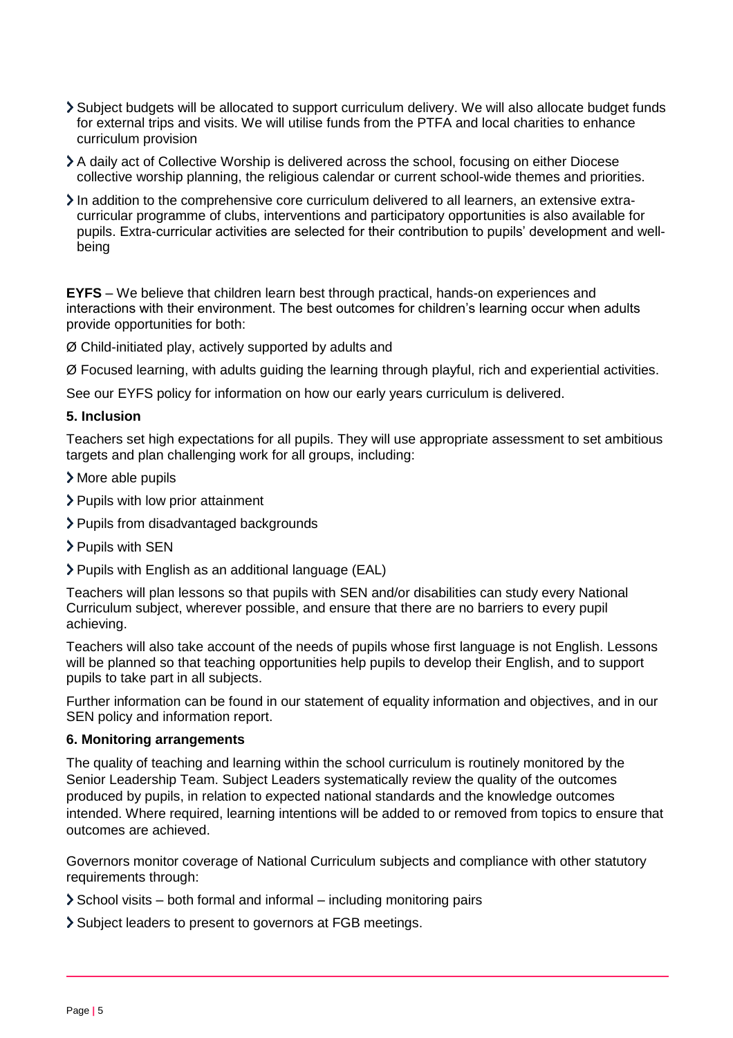- Subject budgets will be allocated to support curriculum delivery. We will also allocate budget funds for external trips and visits. We will utilise funds from the PTFA and local charities to enhance curriculum provision
- A daily act of Collective Worship is delivered across the school, focusing on either Diocese collective worship planning, the religious calendar or current school-wide themes and priorities.
- In addition to the comprehensive core curriculum delivered to all learners, an extensive extra-curricular programme of clubs, interventions and participatory opportunities is also available for pupils. Extra-curricular activities are selected for their contribution to pupils' development and well-being

**EYFS** – We believe that children learn best through practical, hands-on experiences and interactions with their environment. The best outcomes for children's learning occur when adults provide opportunities for both:

Ø Child-initiated play, actively supported by adults and

Ø Focused learning, with adults guiding the learning through playful, rich and experiential activities.

See our EYFS policy for information on how our early years curriculum is delivered.

### 5. Inclusion

Teachers set high expectations for all pupils. They will use appropriate assessment to set ambitious targets and plan challenging work for all groups, including:

- More able pupils
- Pupils with low prior attainment
- Pupils from disadvantaged backgrounds
- Pupils with SEN
- Pupils with English as an additional language (EAL)

Teachers will plan lessons so that pupils with SEN and/or disabilities can study every National Curriculum subject, wherever possible, and ensure that there are no barriers to every pupil achieving.

Teachers will also take account of the needs of pupils whose first language is not English. Lessons will be planned so that teaching opportunities help pupils to develop their English, and to support pupils to take part in all subjects.

Further information can be found in our statement of equality information and objectives, and in our SEN policy and information report.

### 6. Monitoring arrangements

The quality of teaching and learning within the school curriculum is routinely monitored by the Senior Leadership Team. Subject Leaders systematically review the quality of the outcomes produced by pupils, in relation to expected national standards and the knowledge outcomes intended. Where required, learning intentions will be added to or removed from topics to ensure that outcomes are achieved.

Governors monitor coverage of National Curriculum subjects and compliance with other statutory requirements through:

- School visits – both formal and informal – including monitoring pairs
- Subject leaders to present to governors at FGB meetings.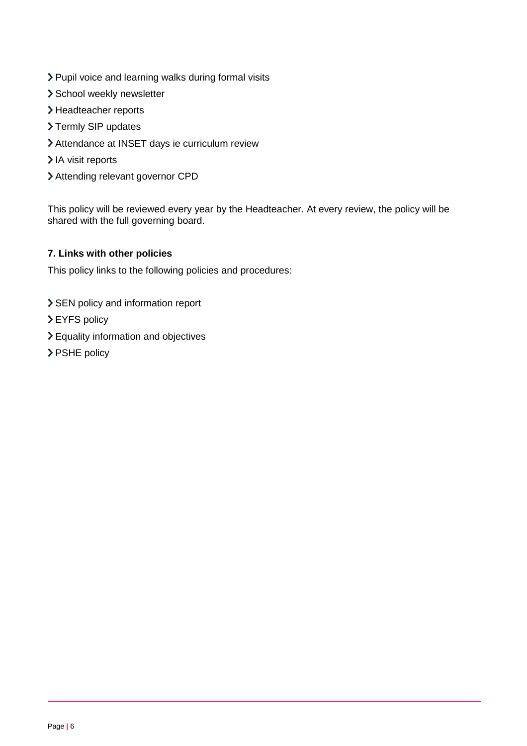- Pupil voice and learning walks during formal visits
- School weekly newsletter
- Headteacher reports
- Termly SIP updates
- Attendance at INSET days ie curriculum review
- IA visit reports
- Attending relevant governor CPD

This policy will be reviewed every year by the Headteacher. At every review, the policy will be shared with the full governing board.

### 7. Links with other policies

This policy links to the following policies and procedures:

- SEN policy and information report
- EYFS policy
- Equality information and objectives
- PSHE policy